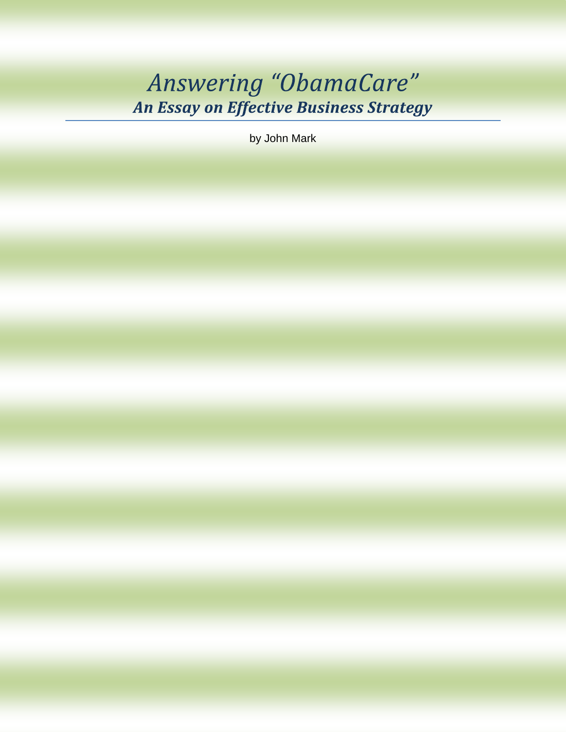# *Answering "ObamaCare"*

## ***An Essay on Effective Business Strategy***

by John Mark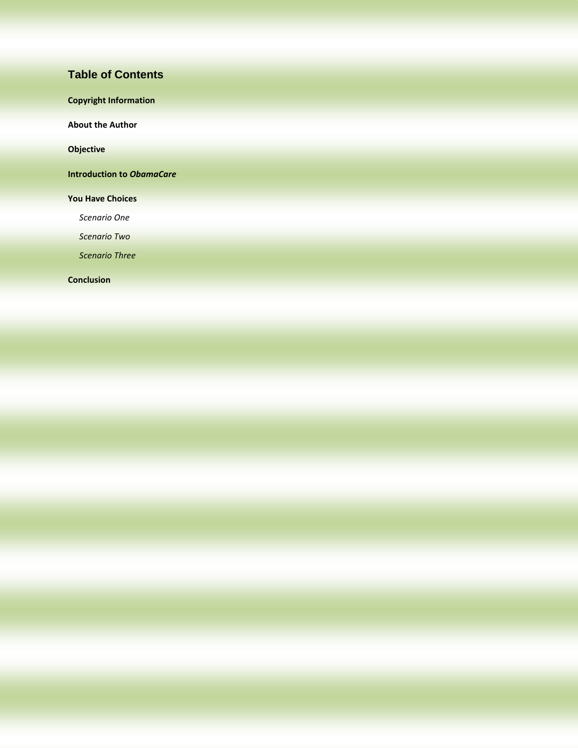# Table of Contents

**Copyright Information**

**About the Author**

**Objective**

**Introduction to *ObamaCare***

**You Have Choices**

- *Scenario One*
- *Scenario Two*
- *Scenario Three*

**Conclusion**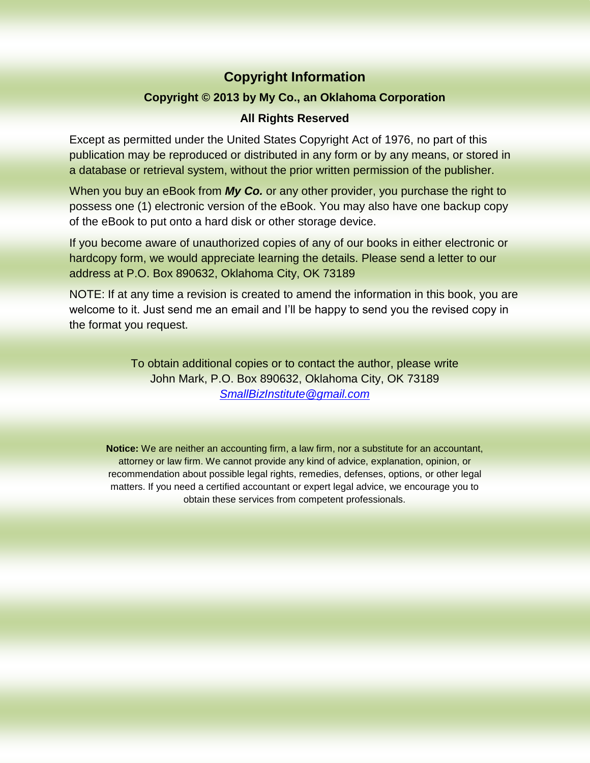## Copyright Information

**Copyright © 2013 by My Co., an Oklahoma Corporation**

**All Rights Reserved**

Except as permitted under the United States Copyright Act of 1976, no part of this publication may be reproduced or distributed in any form or by any means, or stored in a database or retrieval system, without the prior written permission of the publisher.

When you buy an eBook from ***My Co.*** or any other provider, you purchase the right to possess one (1) electronic version of the eBook. You may also have one backup copy of the eBook to put onto a hard disk or other storage device.

If you become aware of unauthorized copies of any of our books in either electronic or hardcopy form, we would appreciate learning the details. Please send a letter to our address at P.O. Box 890632, Oklahoma City, OK 73189

NOTE: If at any time a revision is created to amend the information in this book, you are welcome to it. Just send me an email and I'll be happy to send you the revised copy in the format you request.

To obtain additional copies or to contact the author, please write
John Mark, P.O. Box 890632, Oklahoma City, OK 73189
SmallBizInstitute@gmail.com

**Notice:** We are neither an accounting firm, a law firm, nor a substitute for an accountant, attorney or law firm. We cannot provide any kind of advice, explanation, opinion, or recommendation about possible legal rights, remedies, defenses, options, or other legal matters. If you need a certified accountant or expert legal advice, we encourage you to obtain these services from competent professionals.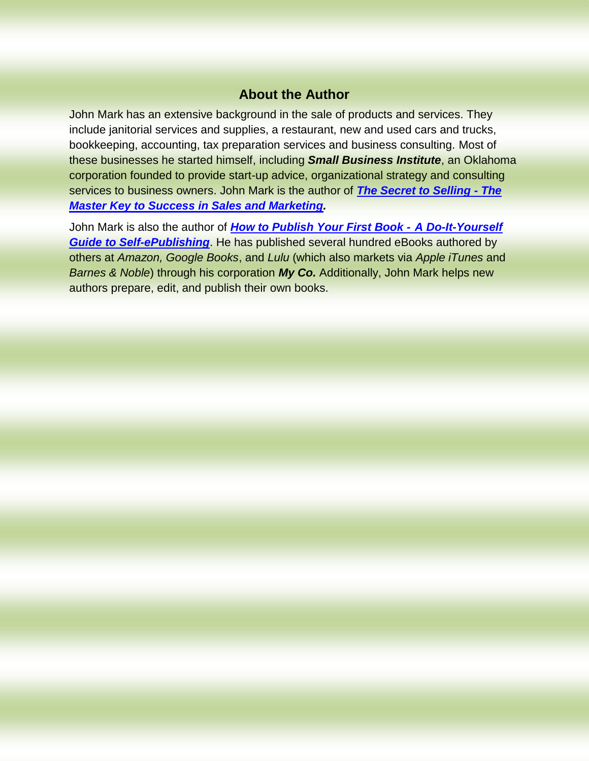## About the Author

John Mark has an extensive background in the sale of products and services. They include janitorial services and supplies, a restaurant, new and used cars and trucks, bookkeeping, accounting, tax preparation services and business consulting. Most of these businesses he started himself, including ***Small Business Institute***, an Oklahoma corporation founded to provide start-up advice, organizational strategy and consulting services to business owners. John Mark is the author of ***The Secret to Selling - The Master Key to Success in Sales and Marketing.***

John Mark is also the author of ***How to Publish Your First Book - A Do-It-Yourself Guide to Self-ePublishing***. He has published several hundred eBooks authored by others at *Amazon, Google Books*, and *Lulu* (which also markets via *Apple iTunes* and *Barnes & Noble*) through his corporation ***My Co.*** Additionally, John Mark helps new authors prepare, edit, and publish their own books.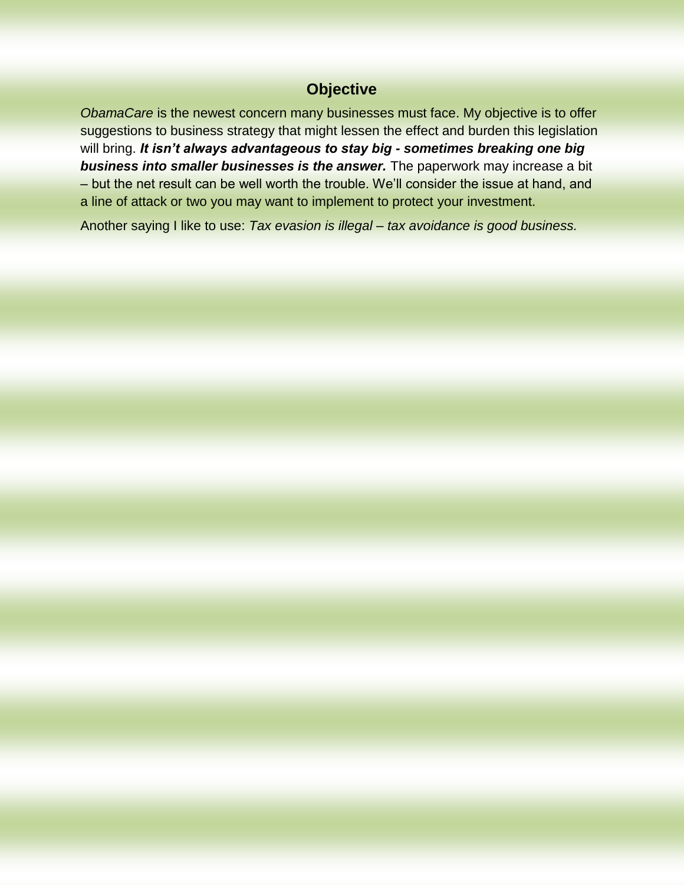## Objective

*ObamaCare* is the newest concern many businesses must face. My objective is to offer suggestions to business strategy that might lessen the effect and burden this legislation will bring. ***It isn't always advantageous to stay big - sometimes breaking one big business into smaller businesses is the answer.*** The paperwork may increase a bit – but the net result can be well worth the trouble. We'll consider the issue at hand, and a line of attack or two you may want to implement to protect your investment.

Another saying I like to use: *Tax evasion is illegal – tax avoidance is good business.*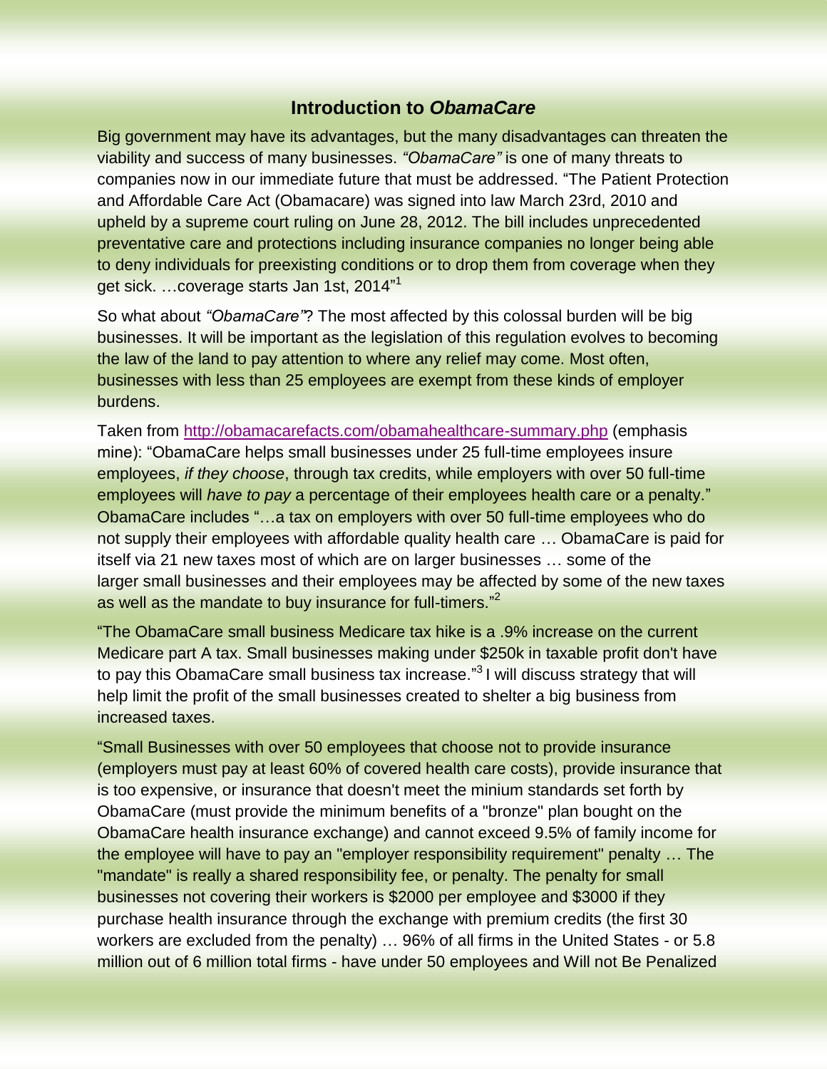## Introduction to *ObamaCare*

Big government may have its advantages, but the many disadvantages can threaten the viability and success of many businesses. *"ObamaCare"* is one of many threats to companies now in our immediate future that must be addressed. "The Patient Protection and Affordable Care Act (Obamacare) was signed into law March 23rd, 2010 and upheld by a supreme court ruling on June 28, 2012. The bill includes unprecedented preventative care and protections including insurance companies no longer being able to deny individuals for preexisting conditions or to drop them from coverage when they get sick. …coverage starts Jan 1st, 2014"[1]

So what about *"ObamaCare"*? The most affected by this colossal burden will be big businesses. It will be important as the legislation of this regulation evolves to becoming the law of the land to pay attention to where any relief may come. Most often, businesses with less than 25 employees are exempt from these kinds of employer burdens.

Taken from http://obamacarefacts.com/obamahealthcare-summary.php (emphasis mine): "ObamaCare helps small businesses under 25 full-time employees insure employees, *if they choose*, through tax credits, while employers with over 50 full-time employees will *have to pay* a percentage of their employees health care or a penalty." ObamaCare includes "…a tax on employers with over 50 full-time employees who do not supply their employees with affordable quality health care … ObamaCare is paid for itself via 21 new taxes most of which are on larger businesses … some of the larger small businesses and their employees may be affected by some of the new taxes as well as the mandate to buy insurance for full-timers."[2]

"The ObamaCare small business Medicare tax hike is a .9% increase on the current Medicare part A tax. Small businesses making under $250k in taxable profit don't have to pay this ObamaCare small business tax increase."[3] I will discuss strategy that will help limit the profit of the small businesses created to shelter a big business from increased taxes.

"Small Businesses with over 50 employees that choose not to provide insurance (employers must pay at least 60% of covered health care costs), provide insurance that is too expensive, or insurance that doesn't meet the minium standards set forth by ObamaCare (must provide the minimum benefits of a "bronze" plan bought on the ObamaCare health insurance exchange) and cannot exceed 9.5% of family income for the employee will have to pay an "employer responsibility requirement" penalty … The "mandate" is really a shared responsibility fee, or penalty. The penalty for small businesses not covering their workers is $2000 per employee and $3000 if they purchase health insurance through the exchange with premium credits (the first 30 workers are excluded from the penalty) … 96% of all firms in the United States - or 5.8 million out of 6 million total firms - have under 50 employees and Will not Be Penalized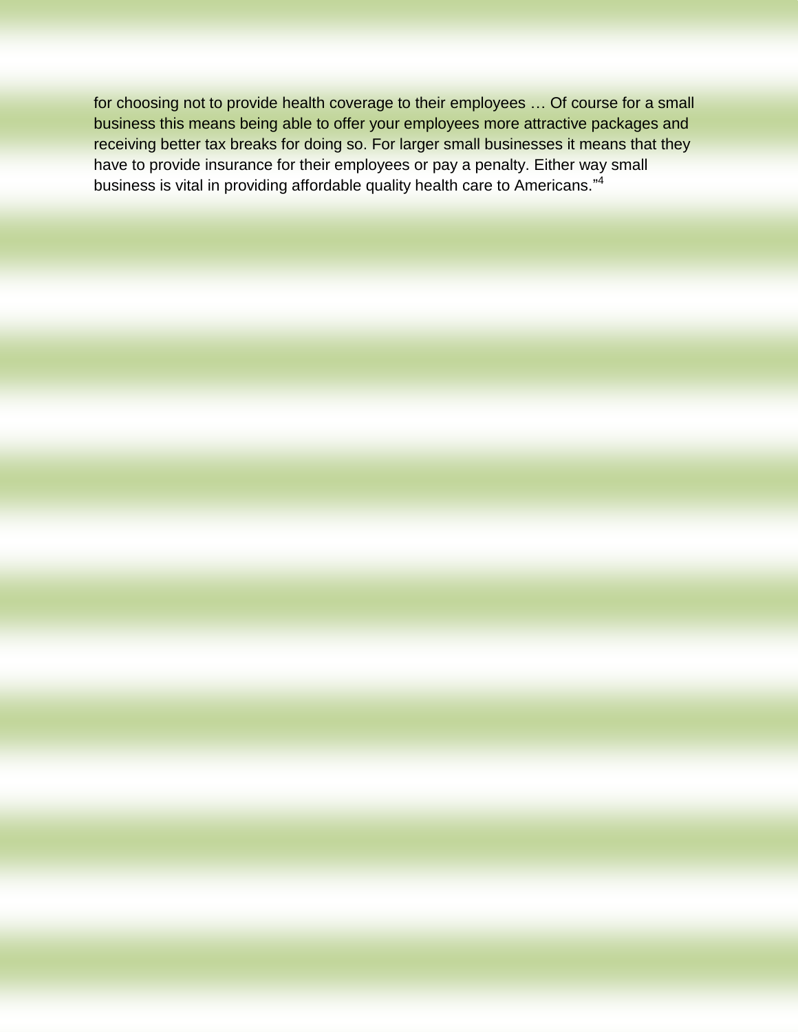for choosing not to provide health coverage to their employees … Of course for a small business this means being able to offer your employees more attractive packages and receiving better tax breaks for doing so. For larger small businesses it means that they have to provide insurance for their employees or pay a penalty. Either way small business is vital in providing affordable quality health care to Americans."[4]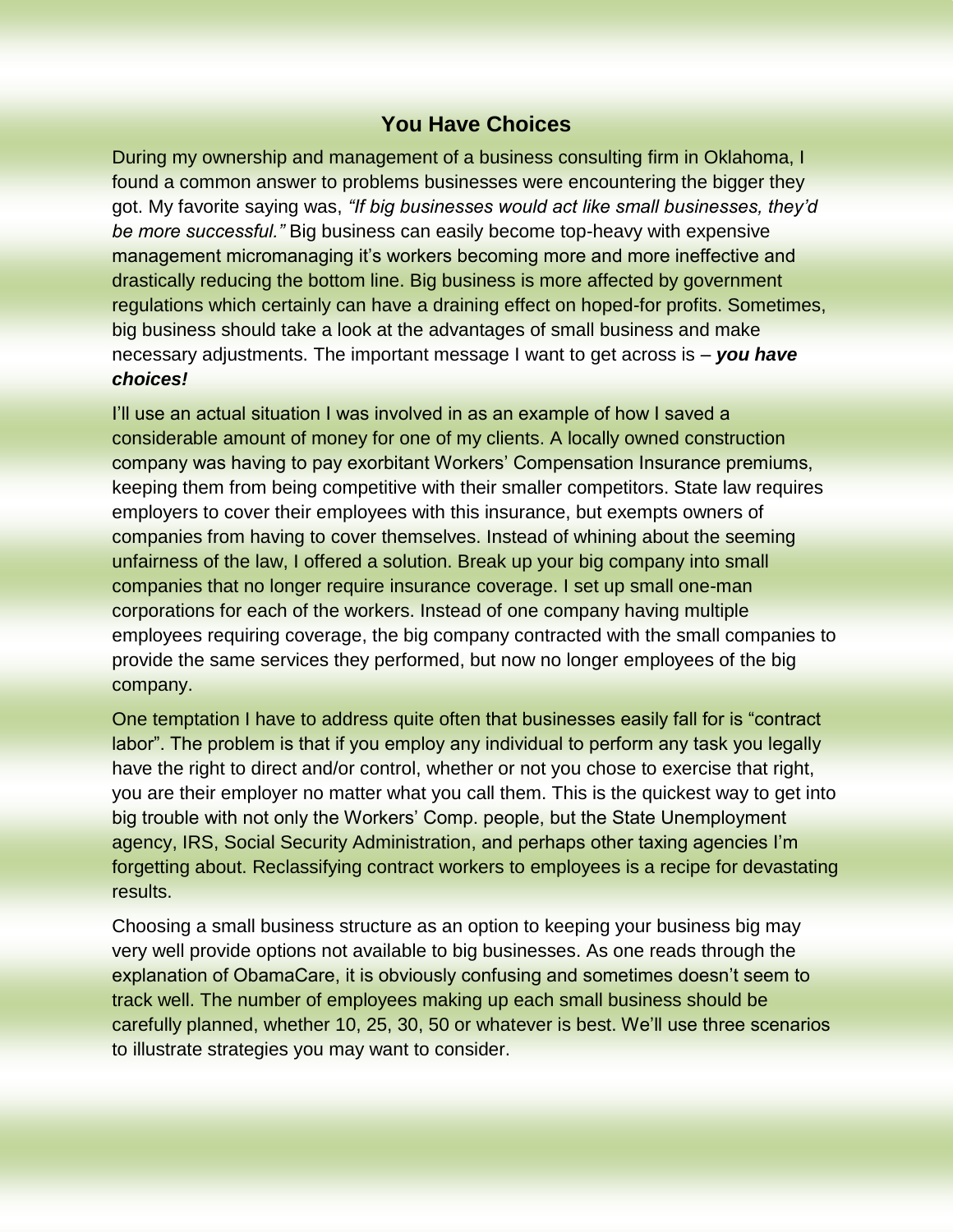## You Have Choices

During my ownership and management of a business consulting firm in Oklahoma, I found a common answer to problems businesses were encountering the bigger they got. My favorite saying was, *"If big businesses would act like small businesses, they'd be more successful."* Big business can easily become top-heavy with expensive management micromanaging it's workers becoming more and more ineffective and drastically reducing the bottom line. Big business is more affected by government regulations which certainly can have a draining effect on hoped-for profits. Sometimes, big business should take a look at the advantages of small business and make necessary adjustments. The important message I want to get across is – ***you have choices!***

I'll use an actual situation I was involved in as an example of how I saved a considerable amount of money for one of my clients. A locally owned construction company was having to pay exorbitant Workers' Compensation Insurance premiums, keeping them from being competitive with their smaller competitors. State law requires employers to cover their employees with this insurance, but exempts owners of companies from having to cover themselves. Instead of whining about the seeming unfairness of the law, I offered a solution. Break up your big company into small companies that no longer require insurance coverage. I set up small one-man corporations for each of the workers. Instead of one company having multiple employees requiring coverage, the big company contracted with the small companies to provide the same services they performed, but now no longer employees of the big company.

One temptation I have to address quite often that businesses easily fall for is "contract labor". The problem is that if you employ any individual to perform any task you legally have the right to direct and/or control, whether or not you chose to exercise that right, you are their employer no matter what you call them. This is the quickest way to get into big trouble with not only the Workers' Comp. people, but the State Unemployment agency, IRS, Social Security Administration, and perhaps other taxing agencies I'm forgetting about. Reclassifying contract workers to employees is a recipe for devastating results.

Choosing a small business structure as an option to keeping your business big may very well provide options not available to big businesses. As one reads through the explanation of ObamaCare, it is obviously confusing and sometimes doesn't seem to track well. The number of employees making up each small business should be carefully planned, whether 10, 25, 30, 50 or whatever is best. We'll use three scenarios to illustrate strategies you may want to consider.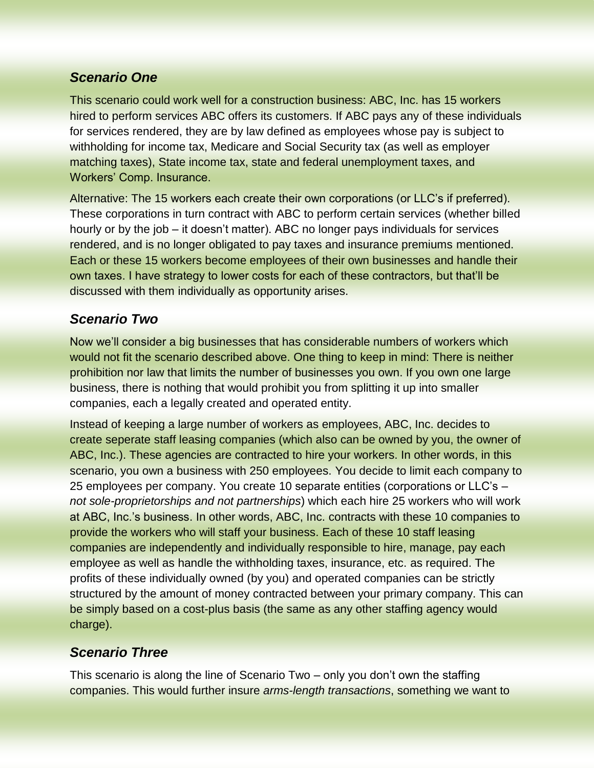### *Scenario One*

This scenario could work well for a construction business: ABC, Inc. has 15 workers hired to perform services ABC offers its customers. If ABC pays any of these individuals for services rendered, they are by law defined as employees whose pay is subject to withholding for income tax, Medicare and Social Security tax (as well as employer matching taxes), State income tax, state and federal unemployment taxes, and Workers' Comp. Insurance.

Alternative: The 15 workers each create their own corporations (or LLC's if preferred). These corporations in turn contract with ABC to perform certain services (whether billed hourly or by the job – it doesn't matter). ABC no longer pays individuals for services rendered, and is no longer obligated to pay taxes and insurance premiums mentioned. Each or these 15 workers become employees of their own businesses and handle their own taxes. I have strategy to lower costs for each of these contractors, but that'll be discussed with them individually as opportunity arises.

### *Scenario Two*

Now we'll consider a big businesses that has considerable numbers of workers which would not fit the scenario described above. One thing to keep in mind: There is neither prohibition nor law that limits the number of businesses you own. If you own one large business, there is nothing that would prohibit you from splitting it up into smaller companies, each a legally created and operated entity.

Instead of keeping a large number of workers as employees, ABC, Inc. decides to create seperate staff leasing companies (which also can be owned by you, the owner of ABC, Inc.). These agencies are contracted to hire your workers. In other words, in this scenario, you own a business with 250 employees. You decide to limit each company to 25 employees per company. You create 10 separate entities (corporations or LLC's – *not sole-proprietorships and not partnerships*) which each hire 25 workers who will work at ABC, Inc.'s business. In other words, ABC, Inc. contracts with these 10 companies to provide the workers who will staff your business. Each of these 10 staff leasing companies are independently and individually responsible to hire, manage, pay each employee as well as handle the withholding taxes, insurance, etc. as required. The profits of these individually owned (by you) and operated companies can be strictly structured by the amount of money contracted between your primary company. This can be simply based on a cost-plus basis (the same as any other staffing agency would charge).

### *Scenario Three*

This scenario is along the line of Scenario Two – only you don't own the staffing companies. This would further insure *arms-length transactions*, something we want to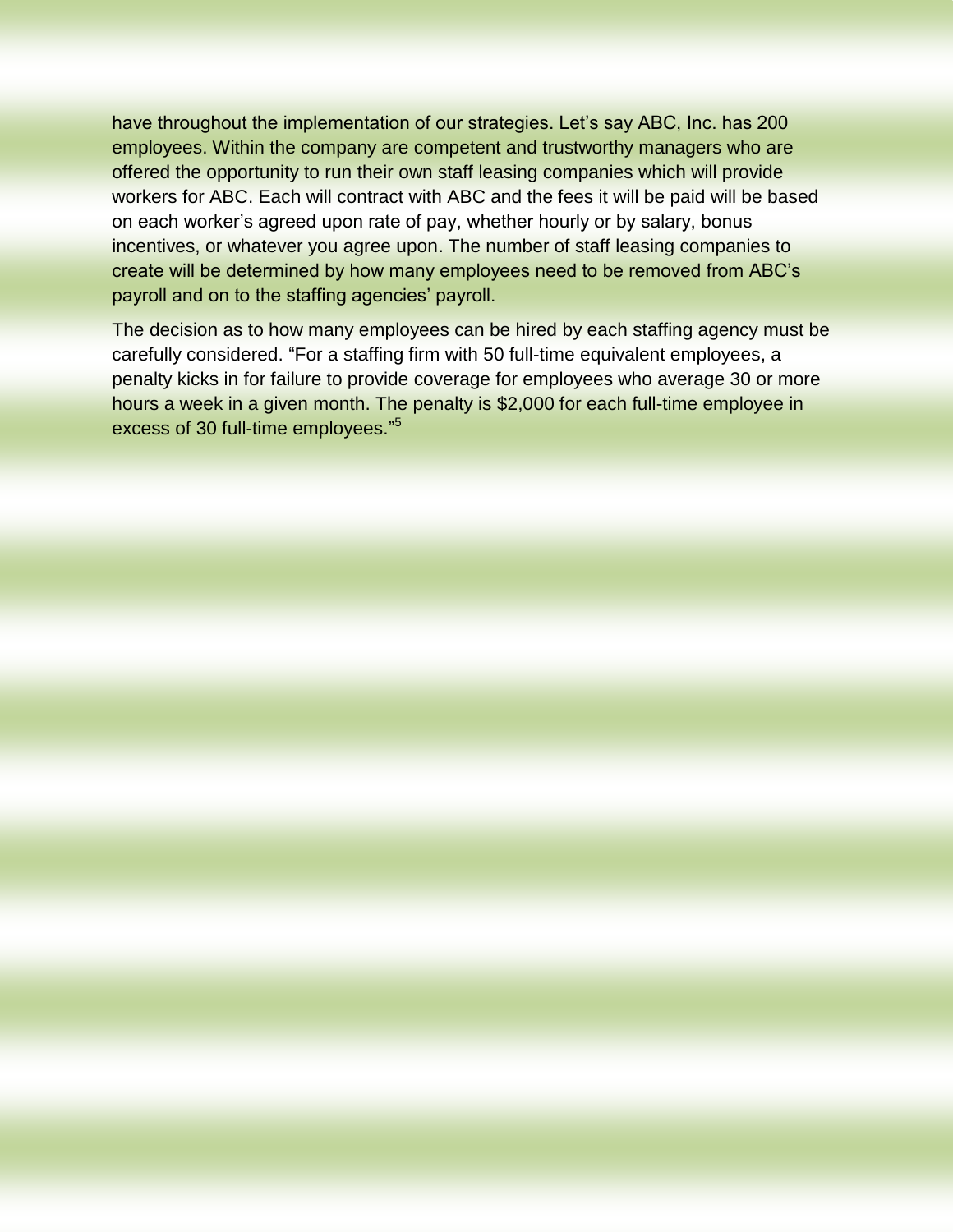have throughout the implementation of our strategies. Let's say ABC, Inc. has 200 employees. Within the company are competent and trustworthy managers who are offered the opportunity to run their own staff leasing companies which will provide workers for ABC. Each will contract with ABC and the fees it will be paid will be based on each worker's agreed upon rate of pay, whether hourly or by salary, bonus incentives, or whatever you agree upon. The number of staff leasing companies to create will be determined by how many employees need to be removed from ABC's payroll and on to the staffing agencies' payroll.

The decision as to how many employees can be hired by each staffing agency must be carefully considered. "For a staffing firm with 50 full-time equivalent employees, a penalty kicks in for failure to provide coverage for employees who average 30 or more hours a week in a given month. The penalty is $2,000 for each full-time employee in excess of 30 full-time employees."[5]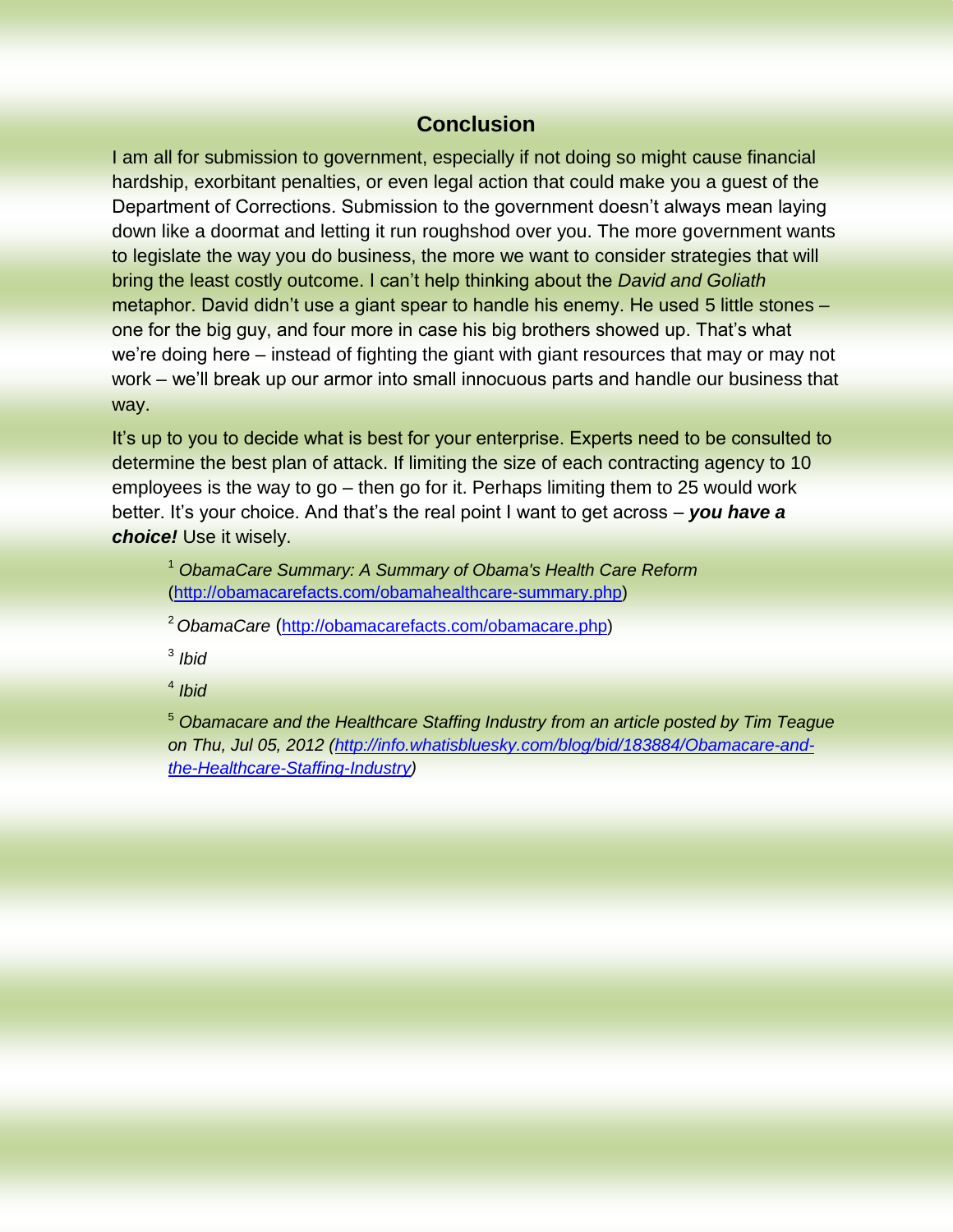## Conclusion

I am all for submission to government, especially if not doing so might cause financial hardship, exorbitant penalties, or even legal action that could make you a guest of the Department of Corrections. Submission to the government doesn't always mean laying down like a doormat and letting it run roughshod over you. The more government wants to legislate the way you do business, the more we want to consider strategies that will bring the least costly outcome. I can't help thinking about the *David and Goliath* metaphor. David didn't use a giant spear to handle his enemy. He used 5 little stones – one for the big guy, and four more in case his big brothers showed up. That's what we're doing here – instead of fighting the giant with giant resources that may or may not work – we'll break up our armor into small innocuous parts and handle our business that way.

It's up to you to decide what is best for your enterprise. Experts need to be consulted to determine the best plan of attack. If limiting the size of each contracting agency to 10 employees is the way to go – then go for it. Perhaps limiting them to 25 would work better. It's your choice. And that's the real point I want to get across – ***you have a choice!*** Use it wisely.

[1] *ObamaCare Summary: A Summary of Obama's Health Care Reform* (http://obamacarefacts.com/obamahealthcare-summary.php)

[2] *ObamaCare* (http://obamacarefacts.com/obamacare.php)

[3] *Ibid*

[4] *Ibid*

[5] *Obamacare and the Healthcare Staffing Industry from an article posted by Tim Teague on Thu, Jul 05, 2012 (http://info.whatisbluesky.com/blog/bid/183884/Obamacare-and-the-Healthcare-Staffing-Industry)*